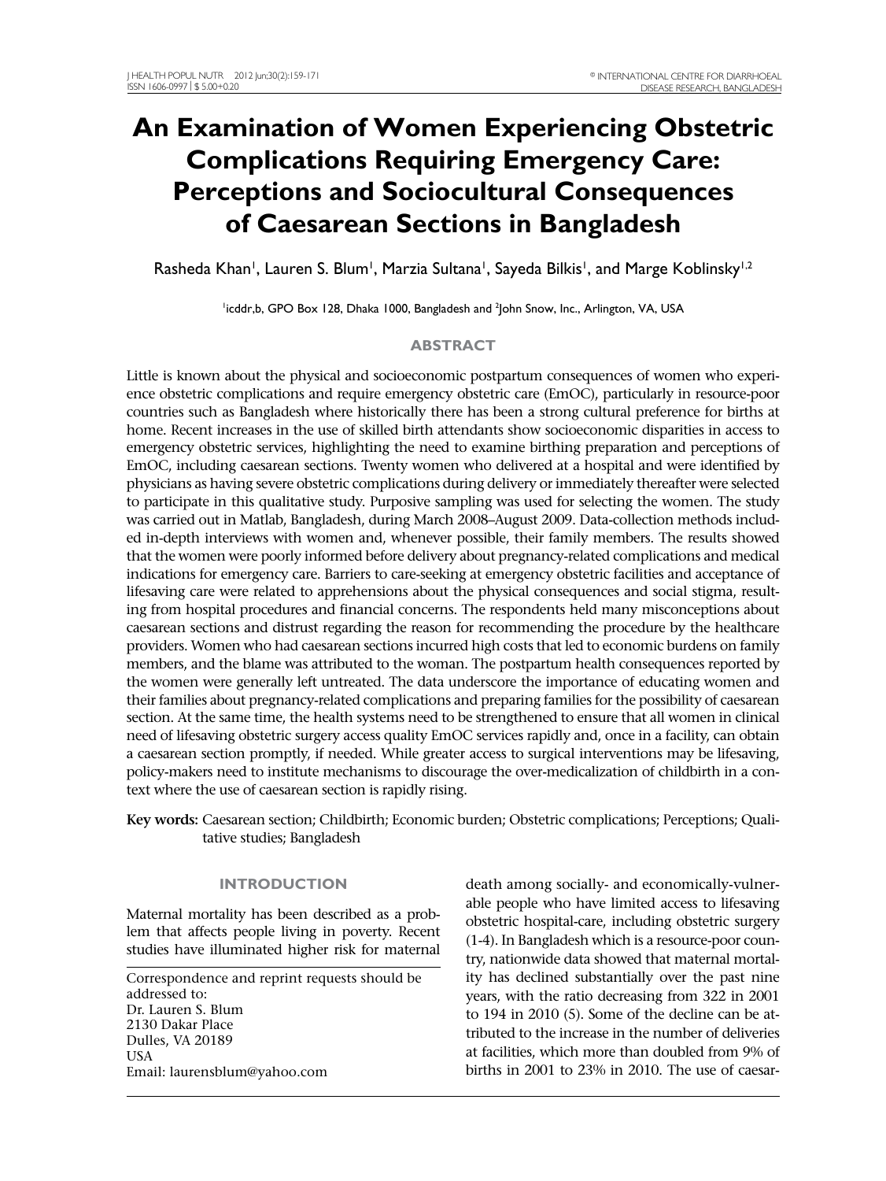# An Examination of Women Experiencing Obstetric Complications Requiring Emergency Care: Perceptions and Sociocultural Consequences of Caesarean Sections in Bangladesh

Rasheda Khan[1], Lauren S. Blum[1], Marzia Sultana[1], Sayeda Bilkis[1], and Marge Koblinsky[1,2]

[1]icddr,b, GPO Box 128, Dhaka 1000, Bangladesh and [2]John Snow, Inc., Arlington, VA, USA

## ABSTRACT

Little is known about the physical and socioeconomic postpartum consequences of women who experience obstetric complications and require emergency obstetric care (EmOC), particularly in resource-poor countries such as Bangladesh where historically there has been a strong cultural preference for births at home. Recent increases in the use of skilled birth attendants show socioeconomic disparities in access to emergency obstetric services, highlighting the need to examine birthing preparation and perceptions of EmOC, including caesarean sections. Twenty women who delivered at a hospital and were identified by physicians as having severe obstetric complications during delivery or immediately thereafter were selected to participate in this qualitative study. Purposive sampling was used for selecting the women. The study was carried out in Matlab, Bangladesh, during March 2008–August 2009. Data-collection methods included in-depth interviews with women and, whenever possible, their family members. The results showed that the women were poorly informed before delivery about pregnancy-related complications and medical indications for emergency care. Barriers to care-seeking at emergency obstetric facilities and acceptance of lifesaving care were related to apprehensions about the physical consequences and social stigma, resulting from hospital procedures and financial concerns. The respondents held many misconceptions about caesarean sections and distrust regarding the reason for recommending the procedure by the healthcare providers. Women who had caesarean sections incurred high costs that led to economic burdens on family members, and the blame was attributed to the woman. The postpartum health consequences reported by the women were generally left untreated. The data underscore the importance of educating women and their families about pregnancy-related complications and preparing families for the possibility of caesarean section. At the same time, the health systems need to be strengthened to ensure that all women in clinical need of lifesaving obstetric surgery access quality EmOC services rapidly and, once in a facility, can obtain a caesarean section promptly, if needed. While greater access to surgical interventions may be lifesaving, policy-makers need to institute mechanisms to discourage the over-medicalization of childbirth in a context where the use of caesarean section is rapidly rising.

**Key words:** Caesarean section; Childbirth; Economic burden; Obstetric complications; Perceptions; Qualitative studies; Bangladesh

## INTRODUCTION

Maternal mortality has been described as a problem that affects people living in poverty. Recent studies have illuminated higher risk for maternal death among socially- and economically-vulnerable people who have limited access to lifesaving obstetric hospital-care, including obstetric surgery (1-4). In Bangladesh which is a resource-poor country, nationwide data showed that maternal mortality has declined substantially over the past nine years, with the ratio decreasing from 322 in 2001 to 194 in 2010 (5). Some of the decline can be attributed to the increase in the number of deliveries at facilities, which more than doubled from 9% of births in 2001 to 23% in 2010. The use of caesar-

Correspondence and reprint requests should be addressed to:
Dr. Lauren S. Blum
2130 Dakar Place
Dulles, VA 20189
USA
Email: laurensblum@yahoo.com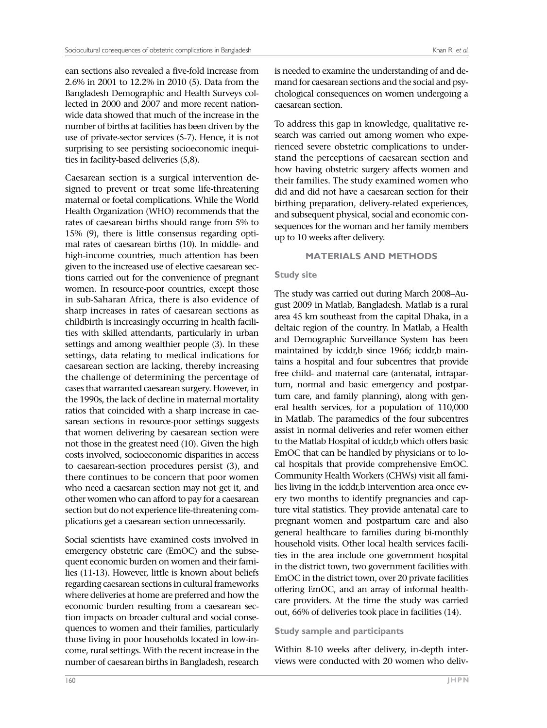ean sections also revealed a five-fold increase from 2.6% in 2001 to 12.2% in 2010 (5). Data from the Bangladesh Demographic and Health Surveys collected in 2000 and 2007 and more recent nationwide data showed that much of the increase in the number of births at facilities has been driven by the use of private-sector services (5-7). Hence, it is not surprising to see persisting socioeconomic inequities in facility-based deliveries (5,8).

Caesarean section is a surgical intervention designed to prevent or treat some life-threatening maternal or foetal complications. While the World Health Organization (WHO) recommends that the rates of caesarean births should range from 5% to 15% (9), there is little consensus regarding optimal rates of caesarean births (10). In middle- and high-income countries, much attention has been given to the increased use of elective caesarean sections carried out for the convenience of pregnant women. In resource-poor countries, except those in sub-Saharan Africa, there is also evidence of sharp increases in rates of caesarean sections as childbirth is increasingly occurring in health facilities with skilled attendants, particularly in urban settings and among wealthier people (3). In these settings, data relating to medical indications for caesarean section are lacking, thereby increasing the challenge of determining the percentage of cases that warranted caesarean surgery. However, in the 1990s, the lack of decline in maternal mortality ratios that coincided with a sharp increase in caesarean sections in resource-poor settings suggests that women delivering by caesarean section were not those in the greatest need (10). Given the high costs involved, socioeconomic disparities in access to caesarean-section procedures persist (3), and there continues to be concern that poor women who need a caesarean section may not get it, and other women who can afford to pay for a caesarean section but do not experience life-threatening complications get a caesarean section unnecessarily.

Social scientists have examined costs involved in emergency obstetric care (EmOC) and the subsequent economic burden on women and their families (11-13). However, little is known about beliefs regarding caesarean sections in cultural frameworks where deliveries at home are preferred and how the economic burden resulting from a caesarean section impacts on broader cultural and social consequences to women and their families, particularly those living in poor households located in low-income, rural settings. With the recent increase in the number of caesarean births in Bangladesh, research is needed to examine the understanding of and demand for caesarean sections and the social and psychological consequences on women undergoing a caesarean section.

To address this gap in knowledge, qualitative research was carried out among women who experienced severe obstetric complications to understand the perceptions of caesarean section and how having obstetric surgery affects women and their families. The study examined women who did and did not have a caesarean section for their birthing preparation, delivery-related experiences, and subsequent physical, social and economic consequences for the woman and her family members up to 10 weeks after delivery.

## MATERIALS AND METHODS

### Study site

The study was carried out during March 2008–August 2009 in Matlab, Bangladesh. Matlab is a rural area 45 km southeast from the capital Dhaka, in a deltaic region of the country. In Matlab, a Health and Demographic Surveillance System has been maintained by icddr,b since 1966; icddr,b maintains a hospital and four subcentres that provide free child- and maternal care (antenatal, intrapartum, normal and basic emergency and postpartum care, and family planning), along with general health services, for a population of 110,000 in Matlab. The paramedics of the four subcentres assist in normal deliveries and refer women either to the Matlab Hospital of icddr,b which offers basic EmOC that can be handled by physicians or to local hospitals that provide comprehensive EmOC. Community Health Workers (CHWs) visit all families living in the icddr,b intervention area once every two months to identify pregnancies and capture vital statistics. They provide antenatal care to pregnant women and postpartum care and also general healthcare to families during bi-monthly household visits. Other local health services facilities in the area include one government hospital in the district town, two government facilities with EmOC in the district town, over 20 private facilities offering EmOC, and an array of informal healthcare providers. At the time the study was carried out, 66% of deliveries took place in facilities (14).

### Study sample and participants

Within 8-10 weeks after delivery, in-depth interviews were conducted with 20 women who deliv-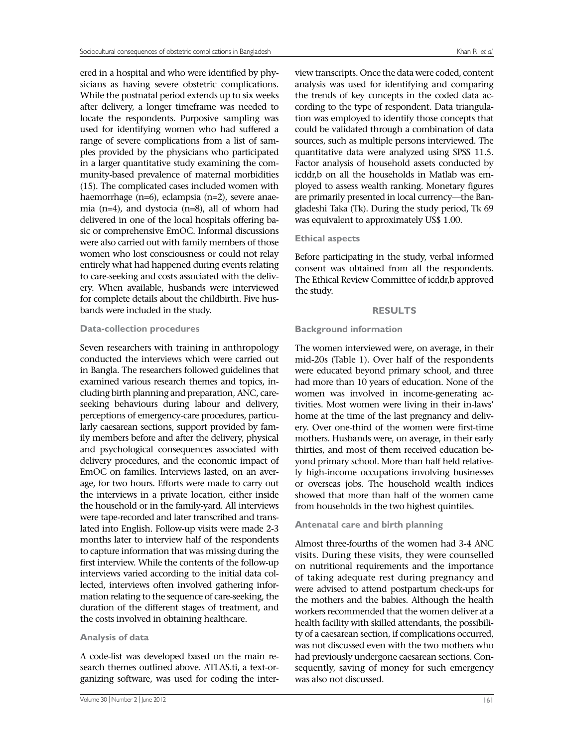ered in a hospital and who were identified by physicians as having severe obstetric complications. While the postnatal period extends up to six weeks after delivery, a longer timeframe was needed to locate the respondents. Purposive sampling was used for identifying women who had suffered a range of severe complications from a list of samples provided by the physicians who participated in a larger quantitative study examining the community-based prevalence of maternal morbidities (15). The complicated cases included women with haemorrhage (n=6), eclampsia (n=2), severe anaemia (n=4), and dystocia (n=8), all of whom had delivered in one of the local hospitals offering basic or comprehensive EmOC. Informal discussions were also carried out with family members of those women who lost consciousness or could not relay entirely what had happened during events relating to care-seeking and costs associated with the delivery. When available, husbands were interviewed for complete details about the childbirth. Five husbands were included in the study.

### Data-collection procedures

Seven researchers with training in anthropology conducted the interviews which were carried out in Bangla. The researchers followed guidelines that examined various research themes and topics, including birth planning and preparation, ANC, care-seeking behaviours during labour and delivery, perceptions of emergency-care procedures, particularly caesarean sections, support provided by family members before and after the delivery, physical and psychological consequences associated with delivery procedures, and the economic impact of EmOC on families. Interviews lasted, on an average, for two hours. Efforts were made to carry out the interviews in a private location, either inside the household or in the family-yard. All interviews were tape-recorded and later transcribed and translated into English. Follow-up visits were made 2-3 months later to interview half of the respondents to capture information that was missing during the first interview. While the contents of the follow-up interviews varied according to the initial data collected, interviews often involved gathering information relating to the sequence of care-seeking, the duration of the different stages of treatment, and the costs involved in obtaining healthcare.

### Analysis of data

A code-list was developed based on the main research themes outlined above. ATLAS.ti, a text-organizing software, was used for coding the interview transcripts. Once the data were coded, content analysis was used for identifying and comparing the trends of key concepts in the coded data according to the type of respondent. Data triangulation was employed to identify those concepts that could be validated through a combination of data sources, such as multiple persons interviewed. The quantitative data were analyzed using SPSS 11.5. Factor analysis of household assets conducted by icddr,b on all the households in Matlab was employed to assess wealth ranking. Monetary figures are primarily presented in local currency—the Bangladeshi Taka (Tk). During the study period, Tk 69 was equivalent to approximately US$ 1.00.

### Ethical aspects

Before participating in the study, verbal informed consent was obtained from all the respondents. The Ethical Review Committee of icddr,b approved the study.

## RESULTS

### Background information

The women interviewed were, on average, in their mid-20s (Table 1). Over half of the respondents were educated beyond primary school, and three had more than 10 years of education. None of the women was involved in income-generating activities. Most women were living in their in-laws' home at the time of the last pregnancy and delivery. Over one-third of the women were first-time mothers. Husbands were, on average, in their early thirties, and most of them received education beyond primary school. More than half held relatively high-income occupations involving businesses or overseas jobs. The household wealth indices showed that more than half of the women came from households in the two highest quintiles.

### Antenatal care and birth planning

Almost three-fourths of the women had 3-4 ANC visits. During these visits, they were counselled on nutritional requirements and the importance of taking adequate rest during pregnancy and were advised to attend postpartum check-ups for the mothers and the babies. Although the health workers recommended that the women deliver at a health facility with skilled attendants, the possibility of a caesarean section, if complications occurred, was not discussed even with the two mothers who had previously undergone caesarean sections. Consequently, saving of money for such emergency was also not discussed.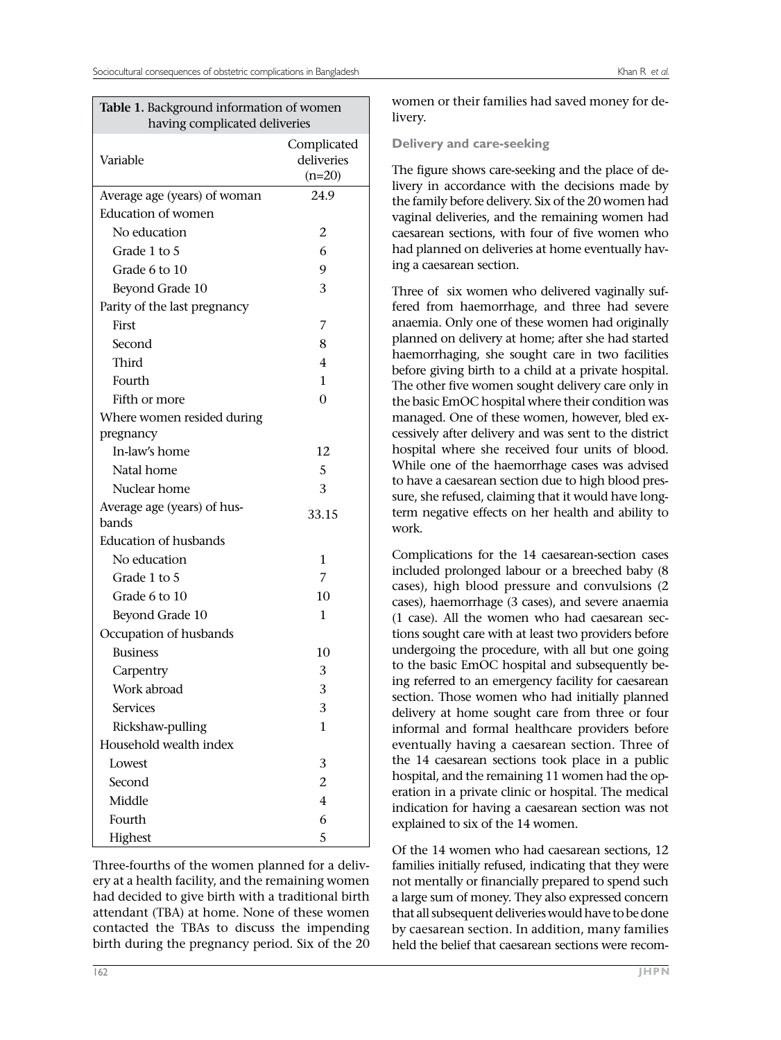**Table 1.** Background information of women having complicated deliveries

| Variable | Complicated deliveries (n=20) |
|---|---|
| Average age (years) of woman | 24.9 |
| Education of women | |
| No education | 2 |
| Grade 1 to 5 | 6 |
| Grade 6 to 10 | 9 |
| Beyond Grade 10 | 3 |
| Parity of the last pregnancy | |
| First | 7 |
| Second | 8 |
| Third | 4 |
| Fourth | 1 |
| Fifth or more | 0 |
| Where women resided during pregnancy | |
| In-law's home | 12 |
| Natal home | 5 |
| Nuclear home | 3 |
| Average age (years) of husbands | 33.15 |
| Education of husbands | |
| No education | 1 |
| Grade 1 to 5 | 7 |
| Grade 6 to 10 | 10 |
| Beyond Grade 10 | 1 |
| Occupation of husbands | |
| Business | 10 |
| Carpentry | 3 |
| Work abroad | 3 |
| Services | 3 |
| Rickshaw-pulling | 1 |
| Household wealth index | |
| Lowest | 3 |
| Second | 2 |
| Middle | 4 |
| Fourth | 6 |
| Highest | 5 |

Three-fourths of the women planned for a delivery at a health facility, and the remaining women had decided to give birth with a traditional birth attendant (TBA) at home. None of these women contacted the TBAs to discuss the impending birth during the pregnancy period. Six of the 20 women or their families had saved money for delivery.

### Delivery and care-seeking

The figure shows care-seeking and the place of delivery in accordance with the decisions made by the family before delivery. Six of the 20 women had vaginal deliveries, and the remaining women had caesarean sections, with four of five women who had planned on deliveries at home eventually having a caesarean section.

Three of six women who delivered vaginally suffered from haemorrhage, and three had severe anaemia. Only one of these women had originally planned on delivery at home; after she had started haemorrhaging, she sought care in two facilities before giving birth to a child at a private hospital. The other five women sought delivery care only in the basic EmOC hospital where their condition was managed. One of these women, however, bled excessively after delivery and was sent to the district hospital where she received four units of blood. While one of the haemorrhage cases was advised to have a caesarean section due to high blood pressure, she refused, claiming that it would have long-term negative effects on her health and ability to work.

Complications for the 14 caesarean-section cases included prolonged labour or a breeched baby (8 cases), high blood pressure and convulsions (2 cases), haemorrhage (3 cases), and severe anaemia (1 case). All the women who had caesarean sections sought care with at least two providers before undergoing the procedure, with all but one going to the basic EmOC hospital and subsequently being referred to an emergency facility for caesarean section. Those women who had initially planned delivery at home sought care from three or four informal and formal healthcare providers before eventually having a caesarean section. Three of the 14 caesarean sections took place in a public hospital, and the remaining 11 women had the operation in a private clinic or hospital. The medical indication for having a caesarean section was not explained to six of the 14 women.

Of the 14 women who had caesarean sections, 12 families initially refused, indicating that they were not mentally or financially prepared to spend such a large sum of money. They also expressed concern that all subsequent deliveries would have to be done by caesarean section. In addition, many families held the belief that caesarean sections were recom-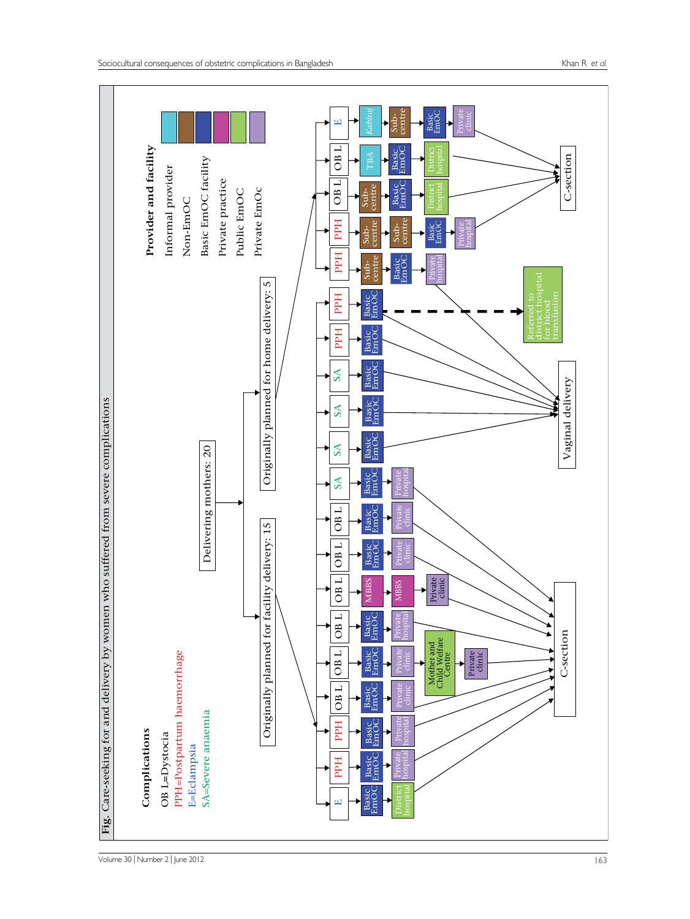**Fig.** Care-seeking for and delivery by women who suffered from severe complications

**Complications**

- OB L=Dystocia
- PPH=Postpartum haemorrhage
- E=Eclampsia
- SA=Severe anaemia

**Provider and facility**

- Informal provider
- Non-EmOC
- Basic EmOC facility
- Private practice
- Public EmOC
- Private EmOc

Delivering mothers: 20

Originally planned for facility delivery: 15

Originally planned for home delivery: 5

Vaginal delivery

C-section

Referred to district hospital for blood transfusion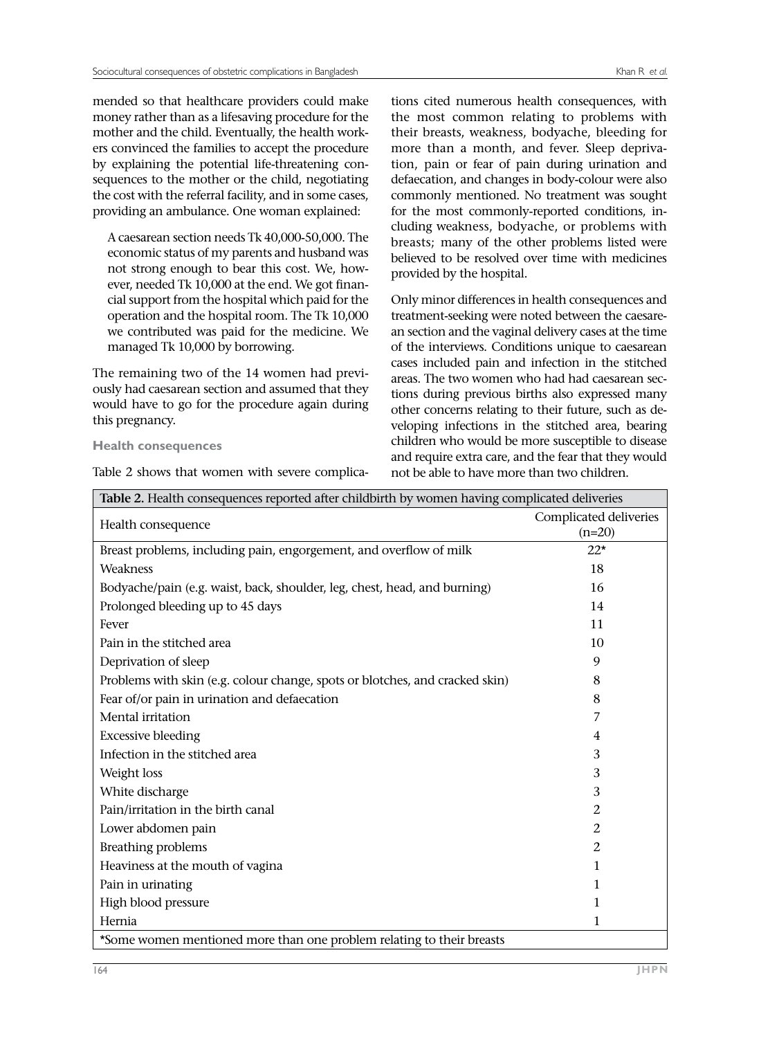mended so that healthcare providers could make money rather than as a lifesaving procedure for the mother and the child. Eventually, the health workers convinced the families to accept the procedure by explaining the potential life-threatening consequences to the mother or the child, negotiating the cost with the referral facility, and in some cases, providing an ambulance. One woman explained:

> A caesarean section needs Tk 40,000-50,000. The economic status of my parents and husband was not strong enough to bear this cost. We, however, needed Tk 10,000 at the end. We got financial support from the hospital which paid for the operation and the hospital room. The Tk 10,000 we contributed was paid for the medicine. We managed Tk 10,000 by borrowing.

The remaining two of the 14 women had previously had caesarean section and assumed that they would have to go for the procedure again during this pregnancy.

### Health consequences

Table 2 shows that women with severe complications cited numerous health consequences, with the most common relating to problems with their breasts, weakness, bodyache, bleeding for more than a month, and fever. Sleep deprivation, pain or fear of pain during urination and defaecation, and changes in body-colour were also commonly mentioned. No treatment was sought for the most commonly-reported conditions, including weakness, bodyache, or problems with breasts; many of the other problems listed were believed to be resolved over time with medicines provided by the hospital.

Only minor differences in health consequences and treatment-seeking were noted between the caesarean section and the vaginal delivery cases at the time of the interviews. Conditions unique to caesarean cases included pain and infection in the stitched areas. The two women who had had caesarean sections during previous births also expressed many other concerns relating to their future, such as developing infections in the stitched area, bearing children who would be more susceptible to disease and require extra care, and the fear that they would not be able to have more than two children.

**Table 2.** Health consequences reported after childbirth by women having complicated deliveries

| Health consequence | Complicated deliveries (n=20) |
|---|---|
| Breast problems, including pain, engorgement, and overflow of milk | 22* |
| Weakness | 18 |
| Bodyache/pain (e.g. waist, back, shoulder, leg, chest, head, and burning) | 16 |
| Prolonged bleeding up to 45 days | 14 |
| Fever | 11 |
| Pain in the stitched area | 10 |
| Deprivation of sleep | 9 |
| Problems with skin (e.g. colour change, spots or blotches, and cracked skin) | 8 |
| Fear of/or pain in urination and defaecation | 8 |
| Mental irritation | 7 |
| Excessive bleeding | 4 |
| Infection in the stitched area | 3 |
| Weight loss | 3 |
| White discharge | 3 |
| Pain/irritation in the birth canal | 2 |
| Lower abdomen pain | 2 |
| Breathing problems | 2 |
| Heaviness at the mouth of vagina | 1 |
| Pain in urinating | 1 |
| High blood pressure | 1 |
| Hernia | 1 |

*Some women mentioned more than one problem relating to their breasts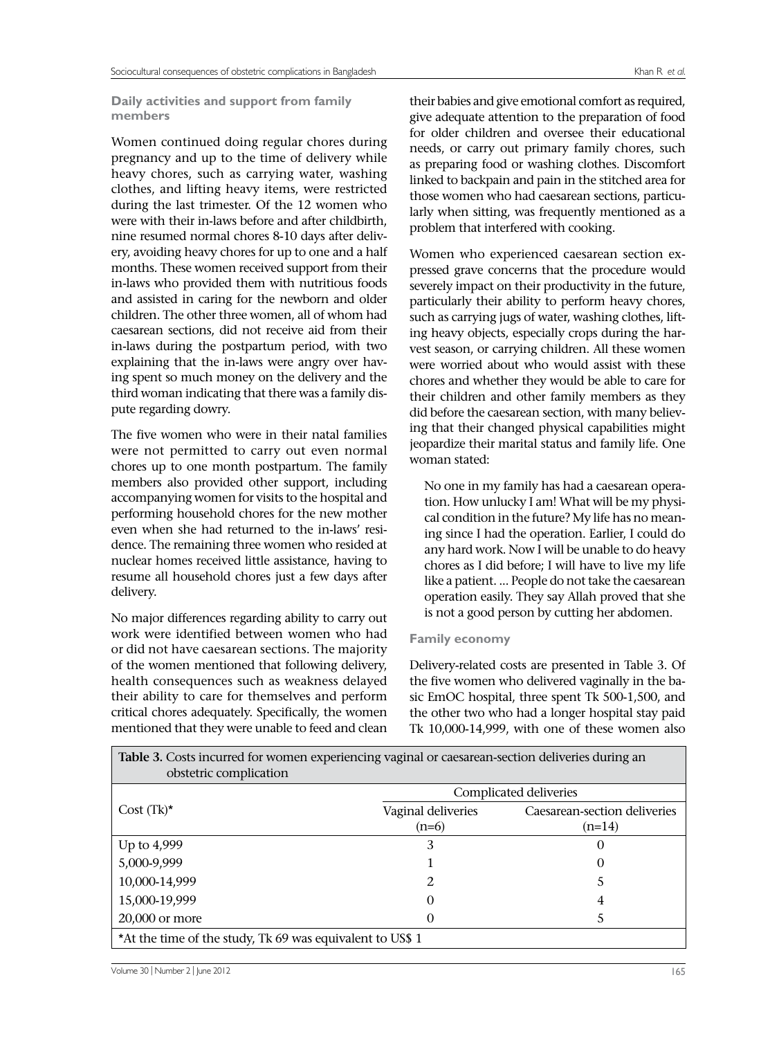### Daily activities and support from family members

Women continued doing regular chores during pregnancy and up to the time of delivery while heavy chores, such as carrying water, washing clothes, and lifting heavy items, were restricted during the last trimester. Of the 12 women who were with their in-laws before and after childbirth, nine resumed normal chores 8-10 days after delivery, avoiding heavy chores for up to one and a half months. These women received support from their in-laws who provided them with nutritious foods and assisted in caring for the newborn and older children. The other three women, all of whom had caesarean sections, did not receive aid from their in-laws during the postpartum period, with two explaining that the in-laws were angry over having spent so much money on the delivery and the third woman indicating that there was a family dispute regarding dowry.

The five women who were in their natal families were not permitted to carry out even normal chores up to one month postpartum. The family members also provided other support, including accompanying women for visits to the hospital and performing household chores for the new mother even when she had returned to the in-laws' residence. The remaining three women who resided at nuclear homes received little assistance, having to resume all household chores just a few days after delivery.

No major differences regarding ability to carry out work were identified between women who had or did not have caesarean sections. The majority of the women mentioned that following delivery, health consequences such as weakness delayed their ability to care for themselves and perform critical chores adequately. Specifically, the women mentioned that they were unable to feed and clean their babies and give emotional comfort as required, give adequate attention to the preparation of food for older children and oversee their educational needs, or carry out primary family chores, such as preparing food or washing clothes. Discomfort linked to backpain and pain in the stitched area for those women who had caesarean sections, particularly when sitting, was frequently mentioned as a problem that interfered with cooking.

Women who experienced caesarean section expressed grave concerns that the procedure would severely impact on their productivity in the future, particularly their ability to perform heavy chores, such as carrying jugs of water, washing clothes, lifting heavy objects, especially crops during the harvest season, or carrying children. All these women were worried about who would assist with these chores and whether they would be able to care for their children and other family members as they did before the caesarean section, with many believing that their changed physical capabilities might jeopardize their marital status and family life. One woman stated:

> No one in my family has had a caesarean operation. How unlucky I am! What will be my physical condition in the future? My life has no meaning since I had the operation. Earlier, I could do any hard work. Now I will be unable to do heavy chores as I did before; I will have to live my life like a patient. ... People do not take the caesarean operation easily. They say Allah proved that she is not a good person by cutting her abdomen.

### Family economy

Delivery-related costs are presented in Table 3. Of the five women who delivered vaginally in the basic EmOC hospital, three spent Tk 500-1,500, and the other two who had a longer hospital stay paid Tk 10,000-14,999, with one of these women also

**Table 3.** Costs incurred for women experiencing vaginal or caesarean-section deliveries during an obstetric complication

| Cost (Tk)* | Complicated deliveries | |
|---|---|---|
| | Vaginal deliveries (n=6) | Caesarean-section deliveries (n=14) |
| Up to 4,999 | 3 | 0 |
| 5,000-9,999 | 1 | 0 |
| 10,000-14,999 | 2 | 5 |
| 15,000-19,999 | 0 | 4 |
| 20,000 or more | 0 | 5 |

*At the time of the study, Tk 69 was equivalent to US$ 1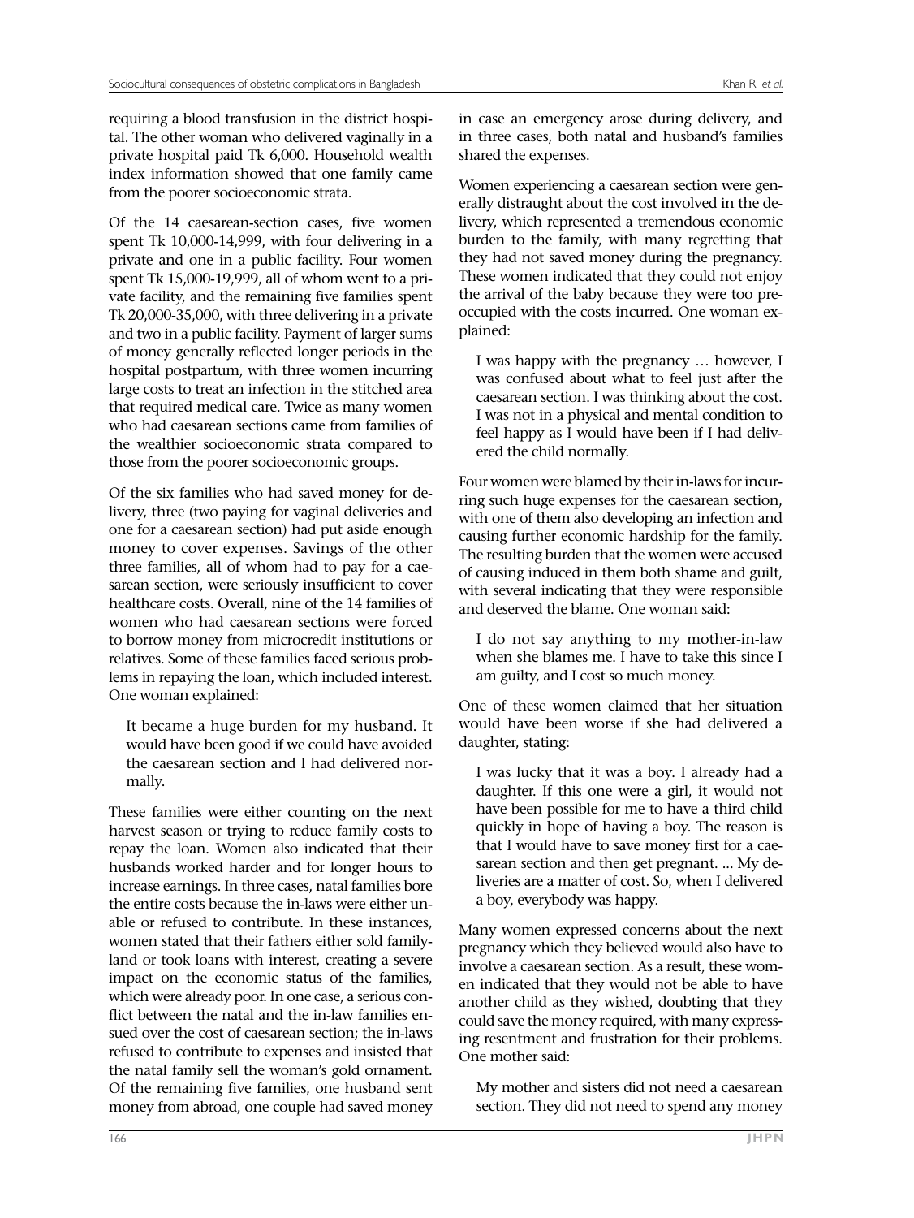requiring a blood transfusion in the district hospital. The other woman who delivered vaginally in a private hospital paid Tk 6,000. Household wealth index information showed that one family came from the poorer socioeconomic strata.

Of the 14 caesarean-section cases, five women spent Tk 10,000-14,999, with four delivering in a private and one in a public facility. Four women spent Tk 15,000-19,999, all of whom went to a private facility, and the remaining five families spent Tk 20,000-35,000, with three delivering in a private and two in a public facility. Payment of larger sums of money generally reflected longer periods in the hospital postpartum, with three women incurring large costs to treat an infection in the stitched area that required medical care. Twice as many women who had caesarean sections came from families of the wealthier socioeconomic strata compared to those from the poorer socioeconomic groups.

Of the six families who had saved money for delivery, three (two paying for vaginal deliveries and one for a caesarean section) had put aside enough money to cover expenses. Savings of the other three families, all of whom had to pay for a caesarean section, were seriously insufficient to cover healthcare costs. Overall, nine of the 14 families of women who had caesarean sections were forced to borrow money from microcredit institutions or relatives. Some of these families faced serious problems in repaying the loan, which included interest. One woman explained:

> It became a huge burden for my husband. It would have been good if we could have avoided the caesarean section and I had delivered normally.

These families were either counting on the next harvest season or trying to reduce family costs to repay the loan. Women also indicated that their husbands worked harder and for longer hours to increase earnings. In three cases, natal families bore the entire costs because the in-laws were either unable or refused to contribute. In these instances, women stated that their fathers either sold family-land or took loans with interest, creating a severe impact on the economic status of the families, which were already poor. In one case, a serious conflict between the natal and the in-law families ensued over the cost of caesarean section; the in-laws refused to contribute to expenses and insisted that the natal family sell the woman's gold ornament. Of the remaining five families, one husband sent money from abroad, one couple had saved money in case an emergency arose during delivery, and in three cases, both natal and husband's families shared the expenses.

Women experiencing a caesarean section were generally distraught about the cost involved in the delivery, which represented a tremendous economic burden to the family, with many regretting that they had not saved money during the pregnancy. These women indicated that they could not enjoy the arrival of the baby because they were too preoccupied with the costs incurred. One woman explained:

> I was happy with the pregnancy … however, I was confused about what to feel just after the caesarean section. I was thinking about the cost. I was not in a physical and mental condition to feel happy as I would have been if I had delivered the child normally.

Four women were blamed by their in-laws for incurring such huge expenses for the caesarean section, with one of them also developing an infection and causing further economic hardship for the family. The resulting burden that the women were accused of causing induced in them both shame and guilt, with several indicating that they were responsible and deserved the blame. One woman said:

> I do not say anything to my mother-in-law when she blames me. I have to take this since I am guilty, and I cost so much money.

One of these women claimed that her situation would have been worse if she had delivered a daughter, stating:

> I was lucky that it was a boy. I already had a daughter. If this one were a girl, it would not have been possible for me to have a third child quickly in hope of having a boy. The reason is that I would have to save money first for a caesarean section and then get pregnant. ... My deliveries are a matter of cost. So, when I delivered a boy, everybody was happy.

Many women expressed concerns about the next pregnancy which they believed would also have to involve a caesarean section. As a result, these women indicated that they would not be able to have another child as they wished, doubting that they could save the money required, with many expressing resentment and frustration for their problems. One mother said:

> My mother and sisters did not need a caesarean section. They did not need to spend any money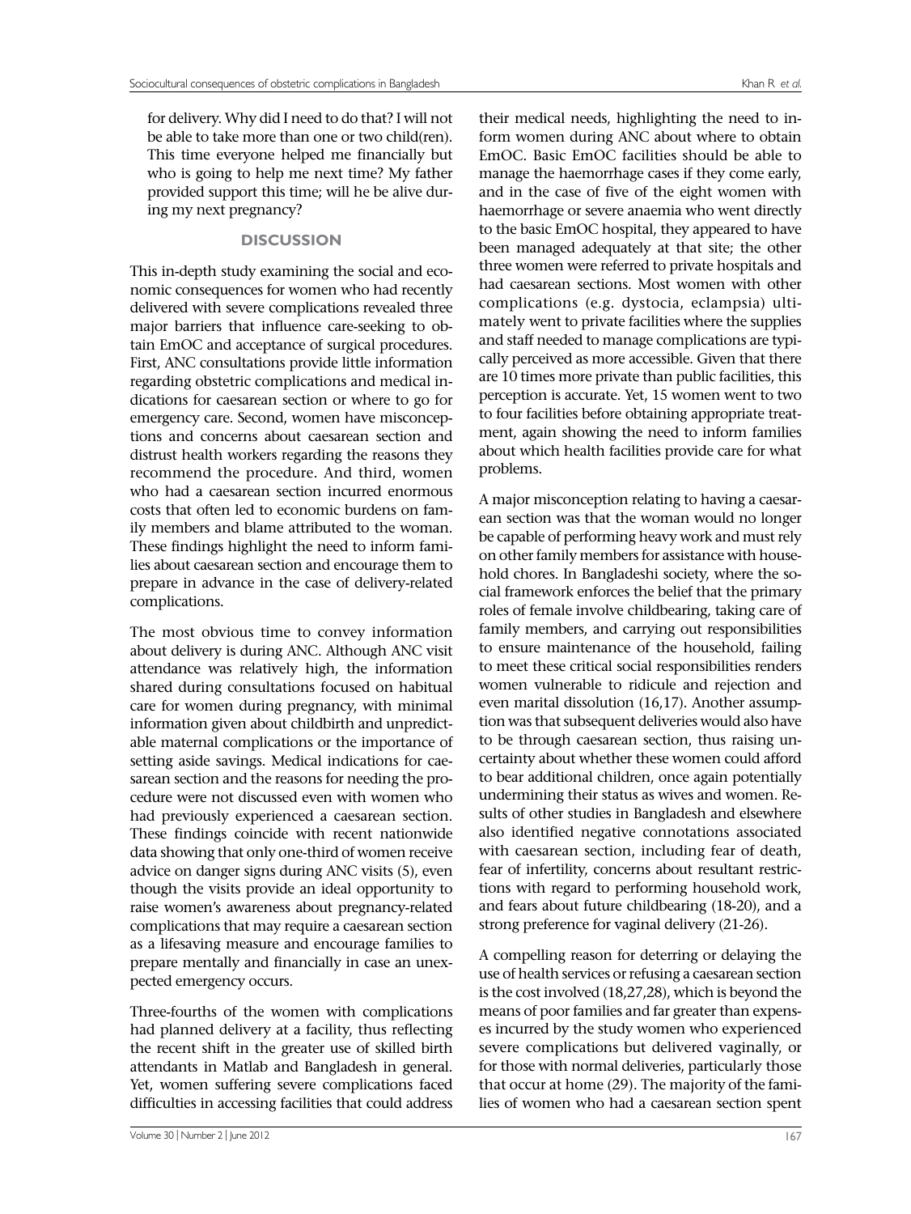for delivery. Why did I need to do that? I will not be able to take more than one or two child(ren). This time everyone helped me financially but who is going to help me next time? My father provided support this time; will he be alive during my next pregnancy?

## DISCUSSION

This in-depth study examining the social and economic consequences for women who had recently delivered with severe complications revealed three major barriers that influence care-seeking to obtain EmOC and acceptance of surgical procedures. First, ANC consultations provide little information regarding obstetric complications and medical indications for caesarean section or where to go for emergency care. Second, women have misconceptions and concerns about caesarean section and distrust health workers regarding the reasons they recommend the procedure. And third, women who had a caesarean section incurred enormous costs that often led to economic burdens on family members and blame attributed to the woman. These findings highlight the need to inform families about caesarean section and encourage them to prepare in advance in the case of delivery-related complications.

The most obvious time to convey information about delivery is during ANC. Although ANC visit attendance was relatively high, the information shared during consultations focused on habitual care for women during pregnancy, with minimal information given about childbirth and unpredictable maternal complications or the importance of setting aside savings. Medical indications for caesarean section and the reasons for needing the procedure were not discussed even with women who had previously experienced a caesarean section. These findings coincide with recent nationwide data showing that only one-third of women receive advice on danger signs during ANC visits (5), even though the visits provide an ideal opportunity to raise women's awareness about pregnancy-related complications that may require a caesarean section as a lifesaving measure and encourage families to prepare mentally and financially in case an unexpected emergency occurs.

Three-fourths of the women with complications had planned delivery at a facility, thus reflecting the recent shift in the greater use of skilled birth attendants in Matlab and Bangladesh in general. Yet, women suffering severe complications faced difficulties in accessing facilities that could address their medical needs, highlighting the need to inform women during ANC about where to obtain EmOC. Basic EmOC facilities should be able to manage the haemorrhage cases if they come early, and in the case of five of the eight women with haemorrhage or severe anaemia who went directly to the basic EmOC hospital, they appeared to have been managed adequately at that site; the other three women were referred to private hospitals and had caesarean sections. Most women with other complications (e.g. dystocia, eclampsia) ultimately went to private facilities where the supplies and staff needed to manage complications are typically perceived as more accessible. Given that there are 10 times more private than public facilities, this perception is accurate. Yet, 15 women went to two to four facilities before obtaining appropriate treatment, again showing the need to inform families about which health facilities provide care for what problems.

A major misconception relating to having a caesarean section was that the woman would no longer be capable of performing heavy work and must rely on other family members for assistance with household chores. In Bangladeshi society, where the social framework enforces the belief that the primary roles of female involve childbearing, taking care of family members, and carrying out responsibilities to ensure maintenance of the household, failing to meet these critical social responsibilities renders women vulnerable to ridicule and rejection and even marital dissolution (16,17). Another assumption was that subsequent deliveries would also have to be through caesarean section, thus raising uncertainty about whether these women could afford to bear additional children, once again potentially undermining their status as wives and women. Results of other studies in Bangladesh and elsewhere also identified negative connotations associated with caesarean section, including fear of death, fear of infertility, concerns about resultant restrictions with regard to performing household work, and fears about future childbearing (18-20), and a strong preference for vaginal delivery (21-26).

A compelling reason for deterring or delaying the use of health services or refusing a caesarean section is the cost involved (18,27,28), which is beyond the means of poor families and far greater than expenses incurred by the study women who experienced severe complications but delivered vaginally, or for those with normal deliveries, particularly those that occur at home (29). The majority of the families of women who had a caesarean section spent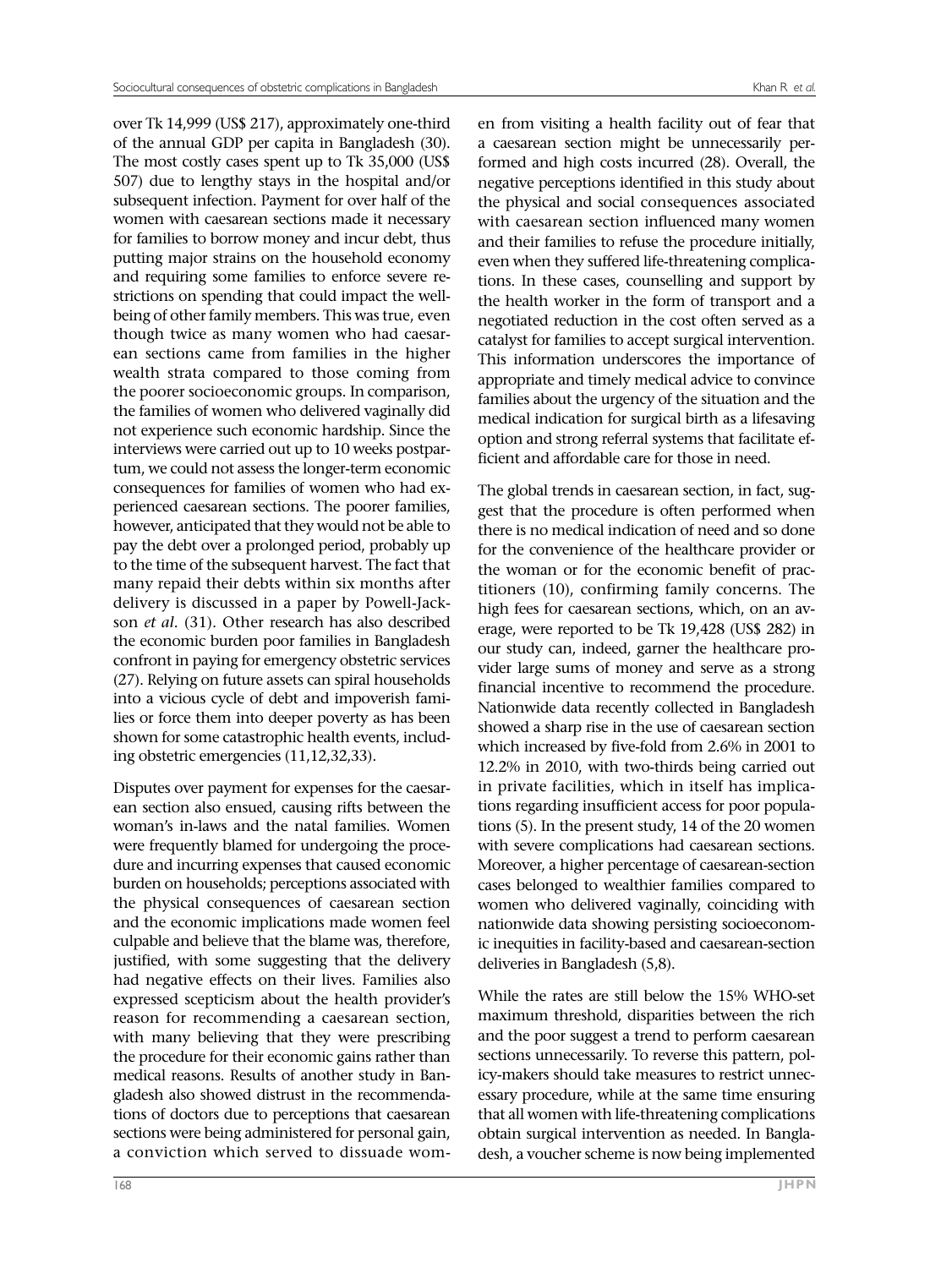over Tk 14,999 (US$ 217), approximately one-third of the annual GDP per capita in Bangladesh (30). The most costly cases spent up to Tk 35,000 (US$ 507) due to lengthy stays in the hospital and/or subsequent infection. Payment for over half of the women with caesarean sections made it necessary for families to borrow money and incur debt, thus putting major strains on the household economy and requiring some families to enforce severe restrictions on spending that could impact the well-being of other family members. This was true, even though twice as many women who had caesarean sections came from families in the higher wealth strata compared to those coming from the poorer socioeconomic groups. In comparison, the families of women who delivered vaginally did not experience such economic hardship. Since the interviews were carried out up to 10 weeks postpartum, we could not assess the longer-term economic consequences for families of women who had experienced caesarean sections. The poorer families, however, anticipated that they would not be able to pay the debt over a prolonged period, probably up to the time of the subsequent harvest. The fact that many repaid their debts within six months after delivery is discussed in a paper by Powell-Jackson *et al*. (31). Other research has also described the economic burden poor families in Bangladesh confront in paying for emergency obstetric services (27). Relying on future assets can spiral households into a vicious cycle of debt and impoverish families or force them into deeper poverty as has been shown for some catastrophic health events, including obstetric emergencies (11,12,32,33).

Disputes over payment for expenses for the caesarean section also ensued, causing rifts between the woman's in-laws and the natal families. Women were frequently blamed for undergoing the procedure and incurring expenses that caused economic burden on households; perceptions associated with the physical consequences of caesarean section and the economic implications made women feel culpable and believe that the blame was, therefore, justified, with some suggesting that the delivery had negative effects on their lives. Families also expressed scepticism about the health provider's reason for recommending a caesarean section, with many believing that they were prescribing the procedure for their economic gains rather than medical reasons. Results of another study in Bangladesh also showed distrust in the recommendations of doctors due to perceptions that caesarean sections were being administered for personal gain, a conviction which served to dissuade women from visiting a health facility out of fear that a caesarean section might be unnecessarily performed and high costs incurred (28). Overall, the negative perceptions identified in this study about the physical and social consequences associated with caesarean section influenced many women and their families to refuse the procedure initially, even when they suffered life-threatening complications. In these cases, counselling and support by the health worker in the form of transport and a negotiated reduction in the cost often served as a catalyst for families to accept surgical intervention. This information underscores the importance of appropriate and timely medical advice to convince families about the urgency of the situation and the medical indication for surgical birth as a lifesaving option and strong referral systems that facilitate efficient and affordable care for those in need.

The global trends in caesarean section, in fact, suggest that the procedure is often performed when there is no medical indication of need and so done for the convenience of the healthcare provider or the woman or for the economic benefit of practitioners (10), confirming family concerns. The high fees for caesarean sections, which, on an average, were reported to be Tk 19,428 (US$ 282) in our study can, indeed, garner the healthcare provider large sums of money and serve as a strong financial incentive to recommend the procedure. Nationwide data recently collected in Bangladesh showed a sharp rise in the use of caesarean section which increased by five-fold from 2.6% in 2001 to 12.2% in 2010, with two-thirds being carried out in private facilities, which in itself has implications regarding insufficient access for poor populations (5). In the present study, 14 of the 20 women with severe complications had caesarean sections. Moreover, a higher percentage of caesarean-section cases belonged to wealthier families compared to women who delivered vaginally, coinciding with nationwide data showing persisting socioeconomic inequities in facility-based and caesarean-section deliveries in Bangladesh (5,8).

While the rates are still below the 15% WHO-set maximum threshold, disparities between the rich and the poor suggest a trend to perform caesarean sections unnecessarily. To reverse this pattern, policy-makers should take measures to restrict unnecessary procedure, while at the same time ensuring that all women with life-threatening complications obtain surgical intervention as needed. In Bangladesh, a voucher scheme is now being implemented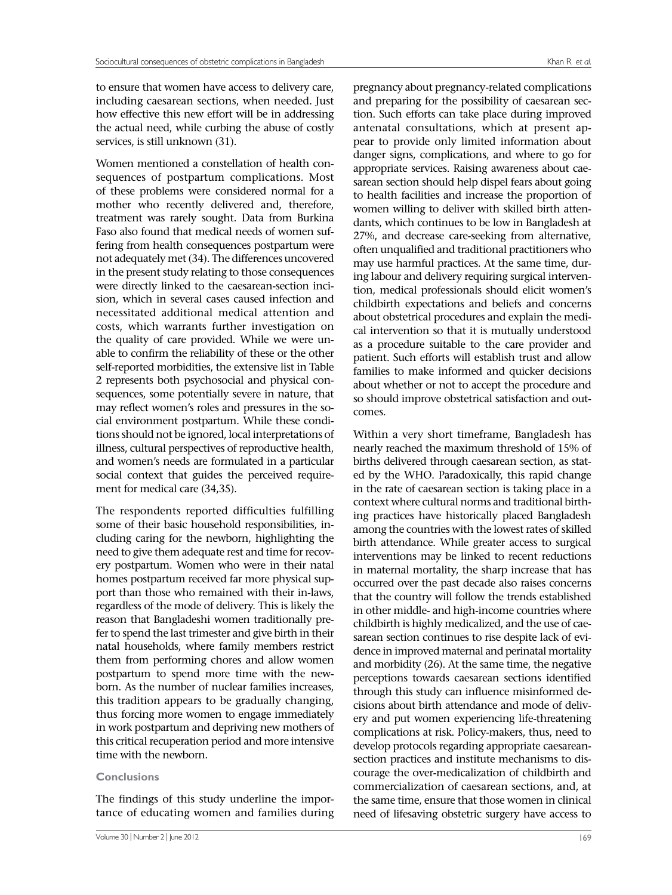to ensure that women have access to delivery care, including caesarean sections, when needed. Just how effective this new effort will be in addressing the actual need, while curbing the abuse of costly services, is still unknown (31).

Women mentioned a constellation of health consequences of postpartum complications. Most of these problems were considered normal for a mother who recently delivered and, therefore, treatment was rarely sought. Data from Burkina Faso also found that medical needs of women suffering from health consequences postpartum were not adequately met (34). The differences uncovered in the present study relating to those consequences were directly linked to the caesarean-section incision, which in several cases caused infection and necessitated additional medical attention and costs, which warrants further investigation on the quality of care provided. While we were unable to confirm the reliability of these or the other self-reported morbidities, the extensive list in Table 2 represents both psychosocial and physical consequences, some potentially severe in nature, that may reflect women's roles and pressures in the social environment postpartum. While these conditions should not be ignored, local interpretations of illness, cultural perspectives of reproductive health, and women's needs are formulated in a particular social context that guides the perceived requirement for medical care (34,35).

The respondents reported difficulties fulfilling some of their basic household responsibilities, including caring for the newborn, highlighting the need to give them adequate rest and time for recovery postpartum. Women who were in their natal homes postpartum received far more physical support than those who remained with their in-laws, regardless of the mode of delivery. This is likely the reason that Bangladeshi women traditionally prefer to spend the last trimester and give birth in their natal households, where family members restrict them from performing chores and allow women postpartum to spend more time with the newborn. As the number of nuclear families increases, this tradition appears to be gradually changing, thus forcing more women to engage immediately in work postpartum and depriving new mothers of this critical recuperation period and more intensive time with the newborn.

## Conclusions

The findings of this study underline the importance of educating women and families during pregnancy about pregnancy-related complications and preparing for the possibility of caesarean section. Such efforts can take place during improved antenatal consultations, which at present appear to provide only limited information about danger signs, complications, and where to go for appropriate services. Raising awareness about caesarean section should help dispel fears about going to health facilities and increase the proportion of women willing to deliver with skilled birth attendants, which continues to be low in Bangladesh at 27%, and decrease care-seeking from alternative, often unqualified and traditional practitioners who may use harmful practices. At the same time, during labour and delivery requiring surgical intervention, medical professionals should elicit women's childbirth expectations and beliefs and concerns about obstetrical procedures and explain the medical intervention so that it is mutually understood as a procedure suitable to the care provider and patient. Such efforts will establish trust and allow families to make informed and quicker decisions about whether or not to accept the procedure and so should improve obstetrical satisfaction and outcomes.

Within a very short timeframe, Bangladesh has nearly reached the maximum threshold of 15% of births delivered through caesarean section, as stated by the WHO. Paradoxically, this rapid change in the rate of caesarean section is taking place in a context where cultural norms and traditional birthing practices have historically placed Bangladesh among the countries with the lowest rates of skilled birth attendance. While greater access to surgical interventions may be linked to recent reductions in maternal mortality, the sharp increase that has occurred over the past decade also raises concerns that the country will follow the trends established in other middle- and high-income countries where childbirth is highly medicalized, and the use of caesarean section continues to rise despite lack of evidence in improved maternal and perinatal mortality and morbidity (26). At the same time, the negative perceptions towards caesarean sections identified through this study can influence misinformed decisions about birth attendance and mode of delivery and put women experiencing life-threatening complications at risk. Policy-makers, thus, need to develop protocols regarding appropriate caesarean-section practices and institute mechanisms to discourage the over-medicalization of childbirth and commercialization of caesarean sections, and, at the same time, ensure that those women in clinical need of lifesaving obstetric surgery have access to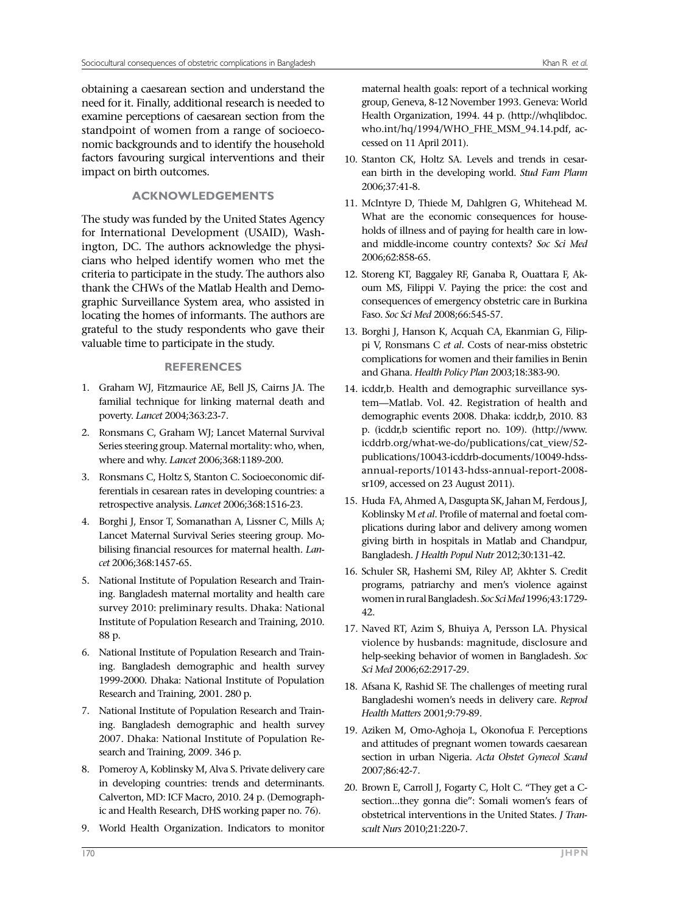obtaining a caesarean section and understand the need for it. Finally, additional research is needed to examine perceptions of caesarean section from the standpoint of women from a range of socioeconomic backgrounds and to identify the household factors favouring surgical interventions and their impact on birth outcomes.

## ACKNOWLEDGEMENTS

The study was funded by the United States Agency for International Development (USAID), Washington, DC. The authors acknowledge the physicians who helped identify women who met the criteria to participate in the study. The authors also thank the CHWs of the Matlab Health and Demographic Surveillance System area, who assisted in locating the homes of informants. The authors are grateful to the study respondents who gave their valuable time to participate in the study.

## REFERENCES

1. Graham WJ, Fitzmaurice AE, Bell JS, Cairns JA. The familial technique for linking maternal death and poverty. *Lancet* 2004;363:23-7.
2. Ronsmans C, Graham WJ; Lancet Maternal Survival Series steering group. Maternal mortality: who, when, where and why. *Lancet* 2006;368:1189-200.
3. Ronsmans C, Holtz S, Stanton C. Socioeconomic differentials in cesarean rates in developing countries: a retrospective analysis. *Lancet* 2006;368:1516-23.
4. Borghi J, Ensor T, Somanathan A, Lissner C, Mills A; Lancet Maternal Survival Series steering group. Mobilising financial resources for maternal health. *Lancet* 2006;368:1457-65.
5. National Institute of Population Research and Training. Bangladesh maternal mortality and health care survey 2010: preliminary results. Dhaka: National Institute of Population Research and Training, 2010. 88 p.
6. National Institute of Population Research and Training. Bangladesh demographic and health survey 1999-2000. Dhaka: National Institute of Population Research and Training, 2001. 280 p.
7. National Institute of Population Research and Training. Bangladesh demographic and health survey 2007. Dhaka: National Institute of Population Research and Training, 2009. 346 p.
8. Pomeroy A, Koblinsky M, Alva S. Private delivery care in developing countries: trends and determinants. Calverton, MD: ICF Macro, 2010. 24 p. (Demographic and Health Research, DHS working paper no. 76).
9. World Health Organization. Indicators to monitor maternal health goals: report of a technical working group, Geneva, 8-12 November 1993. Geneva: World Health Organization, 1994. 44 p. (http://whqlibdoc.who.int/hq/1994/WHO_FHE_MSM_94.14.pdf, accessed on 11 April 2011).
10. Stanton CK, Holtz SA. Levels and trends in cesarean birth in the developing world. *Stud Fam Plann* 2006;37:41-8.
11. McIntyre D, Thiede M, Dahlgren G, Whitehead M. What are the economic consequences for households of illness and of paying for health care in low- and middle-income country contexts? *Soc Sci Med* 2006;62:858-65.
12. Storeng KT, Baggaley RF, Ganaba R, Ouattara F, Akoum MS, Filippi V. Paying the price: the cost and consequences of emergency obstetric care in Burkina Faso. *Soc Sci Med* 2008;66:545-57.
13. Borghi J, Hanson K, Acquah CA, Ekanmian G, Filippi V, Ronsmans C *et al*. Costs of near-miss obstetric complications for women and their families in Benin and Ghana. *Health Policy Plan* 2003;18:383-90.
14. icddr,b. Health and demographic surveillance system—Matlab. Vol. 42. Registration of health and demographic events 2008. Dhaka: icddr,b, 2010. 83 p. (icddr,b scientific report no. 109). (http://www.icddrb.org/what-we-do/publications/cat_view/52-publications/10043-icddrb-documents/10049-hdss-annual-reports/10143-hdss-annual-report-2008-sr109, accessed on 23 August 2011).
15. Huda FA, Ahmed A, Dasgupta SK, Jahan M, Ferdous J, Koblinsky M *et al*. Profile of maternal and foetal complications during labor and delivery among women giving birth in hospitals in Matlab and Chandpur, Bangladesh. *J Health Popul Nutr* 2012;30:131-42.
16. Schuler SR, Hashemi SM, Riley AP, Akhter S. Credit programs, patriarchy and men's violence against women in rural Bangladesh. *Soc Sci Med* 1996;43:1729-42.
17. Naved RT, Azim S, Bhuiya A, Persson LA. Physical violence by husbands: magnitude, disclosure and help-seeking behavior of women in Bangladesh. *Soc Sci Med* 2006;62:2917-29.
18. Afsana K, Rashid SF. The challenges of meeting rural Bangladeshi women's needs in delivery care. *Reprod Health Matters* 2001;9:79-89.
19. Aziken M, Omo-Aghoja L, Okonofua F. Perceptions and attitudes of pregnant women towards caesarean section in urban Nigeria. *Acta Obstet Gynecol Scand* 2007;86:42-7.
20. Brown E, Carroll J, Fogarty C, Holt C. "They get a C-section...they gonna die": Somali women's fears of obstetrical interventions in the United States. *J Transcult Nurs* 2010;21:220-7.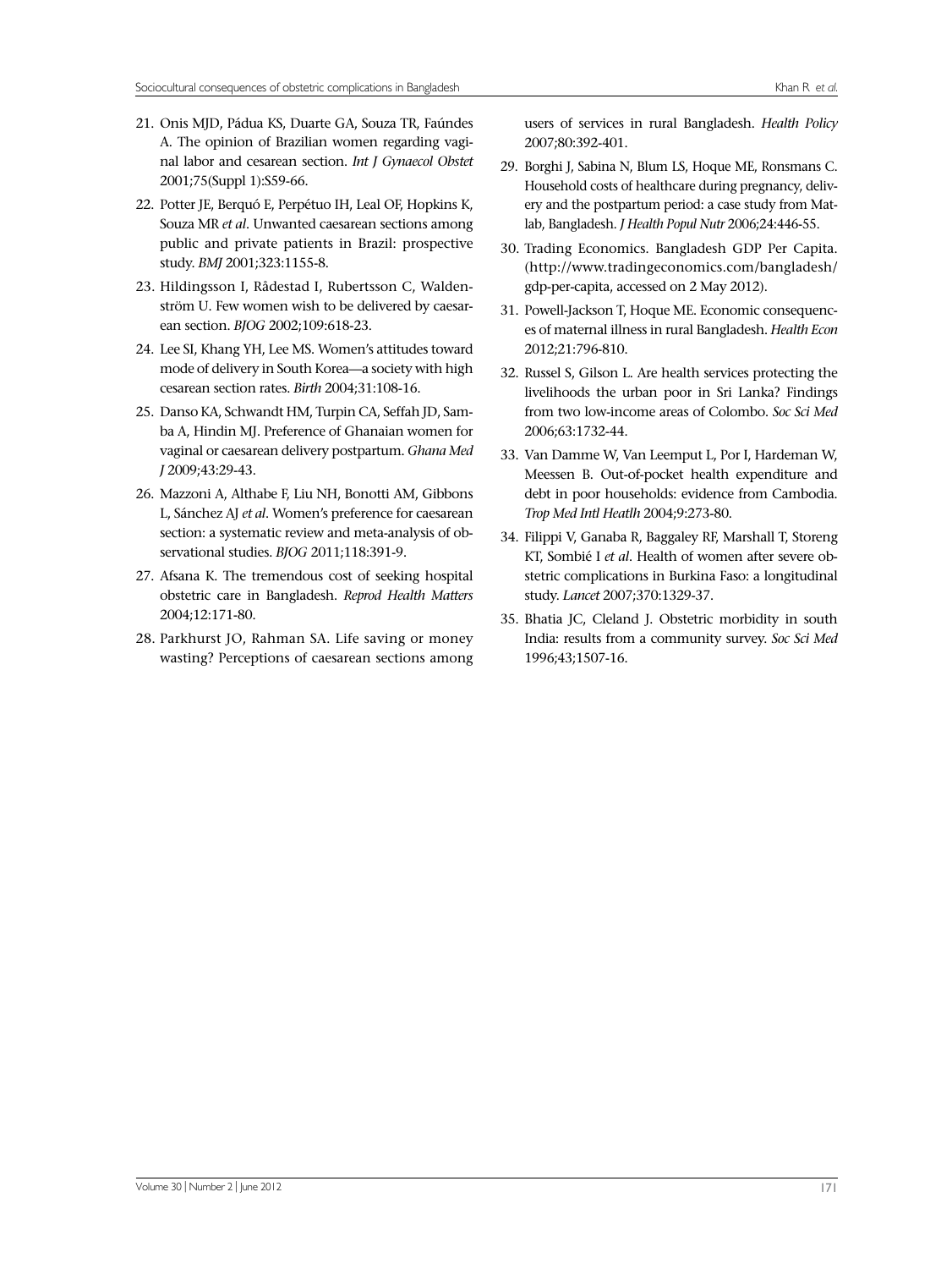21. Onis MJD, Pádua KS, Duarte GA, Souza TR, Faúndes A. The opinion of Brazilian women regarding vaginal labor and cesarean section. *Int J Gynaecol Obstet* 2001;75(Suppl 1):S59-66.
22. Potter JE, Berquó E, Perpétuo IH, Leal OF, Hopkins K, Souza MR *et al*. Unwanted caesarean sections among public and private patients in Brazil: prospective study. *BMJ* 2001;323:1155-8.
23. Hildingsson I, Rådestad I, Rubertsson C, Waldenström U. Few women wish to be delivered by caesarean section. *BJOG* 2002;109:618-23.
24. Lee SI, Khang YH, Lee MS. Women's attitudes toward mode of delivery in South Korea—a society with high cesarean section rates. *Birth* 2004;31:108-16.
25. Danso KA, Schwandt HM, Turpin CA, Seffah JD, Samba A, Hindin MJ. Preference of Ghanaian women for vaginal or caesarean delivery postpartum. *Ghana Med J* 2009;43:29-43.
26. Mazzoni A, Althabe F, Liu NH, Bonotti AM, Gibbons L, Sánchez AJ *et al*. Women's preference for caesarean section: a systematic review and meta-analysis of observational studies. *BJOG* 2011;118:391-9.
27. Afsana K. The tremendous cost of seeking hospital obstetric care in Bangladesh. *Reprod Health Matters* 2004;12:171-80.
28. Parkhurst JO, Rahman SA. Life saving or money wasting? Perceptions of caesarean sections among users of services in rural Bangladesh. *Health Policy* 2007;80:392-401.
29. Borghi J, Sabina N, Blum LS, Hoque ME, Ronsmans C. Household costs of healthcare during pregnancy, delivery and the postpartum period: a case study from Matlab, Bangladesh. *J Health Popul Nutr* 2006;24:446-55.
30. Trading Economics. Bangladesh GDP Per Capita. (http://www.tradingeconomics.com/bangladesh/gdp-per-capita, accessed on 2 May 2012).
31. Powell-Jackson T, Hoque ME. Economic consequences of maternal illness in rural Bangladesh. *Health Econ* 2012;21:796-810.
32. Russel S, Gilson L. Are health services protecting the livelihoods the urban poor in Sri Lanka? Findings from two low-income areas of Colombo. *Soc Sci Med* 2006;63:1732-44.
33. Van Damme W, Van Leemput L, Por I, Hardeman W, Meessen B. Out-of-pocket health expenditure and debt in poor households: evidence from Cambodia. *Trop Med Intl Heatlh* 2004;9:273-80.
34. Filippi V, Ganaba R, Baggaley RF, Marshall T, Storeng KT, Sombié I *et al*. Health of women after severe obstetric complications in Burkina Faso: a longitudinal study. *Lancet* 2007;370:1329-37.
35. Bhatia JC, Cleland J. Obstetric morbidity in south India: results from a community survey. *Soc Sci Med* 1996;43;1507-16.